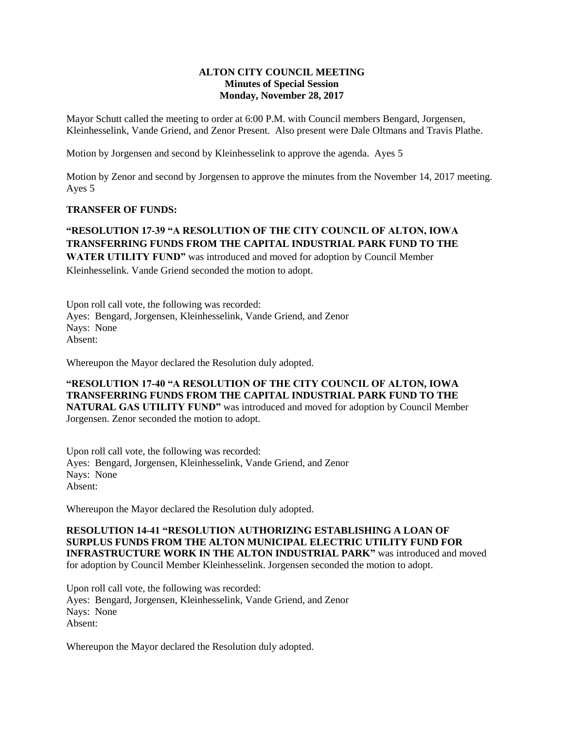**ALTON CITY COUNCIL MEETING**
**Minutes of Special Session**
**Monday, November 28, 2017**

Mayor Schutt called the meeting to order at 6:00 P.M. with Council members Bengard, Jorgensen, Kleinhesselink, Vande Griend, and Zenor Present. Also present were Dale Oltmans and Travis Plathe.

Motion by Jorgensen and second by Kleinhesselink to approve the agenda. Ayes 5

Motion by Zenor and second by Jorgensen to approve the minutes from the November 14, 2017 meeting. Ayes 5

**TRANSFER OF FUNDS:**

**"RESOLUTION 17-39 "A RESOLUTION OF THE CITY COUNCIL OF ALTON, IOWA TRANSFERRING FUNDS FROM THE CAPITAL INDUSTRIAL PARK FUND TO THE WATER UTILITY FUND"** was introduced and moved for adoption by Council Member Kleinhesselink. Vande Griend seconded the motion to adopt.

Upon roll call vote, the following was recorded:
Ayes: Bengard, Jorgensen, Kleinhesselink, Vande Griend, and Zenor
Nays: None
Absent:

Whereupon the Mayor declared the Resolution duly adopted.

**"RESOLUTION 17-40 "A RESOLUTION OF THE CITY COUNCIL OF ALTON, IOWA TRANSFERRING FUNDS FROM THE CAPITAL INDUSTRIAL PARK FUND TO THE NATURAL GAS UTILITY FUND"** was introduced and moved for adoption by Council Member Jorgensen. Zenor seconded the motion to adopt.

Upon roll call vote, the following was recorded:
Ayes: Bengard, Jorgensen, Kleinhesselink, Vande Griend, and Zenor
Nays: None
Absent:

Whereupon the Mayor declared the Resolution duly adopted.

**RESOLUTION 14-41 "RESOLUTION AUTHORIZING ESTABLISHING A LOAN OF SURPLUS FUNDS FROM THE ALTON MUNICIPAL ELECTRIC UTILITY FUND FOR INFRASTRUCTURE WORK IN THE ALTON INDUSTRIAL PARK"** was introduced and moved for adoption by Council Member Kleinhesselink. Jorgensen seconded the motion to adopt.

Upon roll call vote, the following was recorded:
Ayes: Bengard, Jorgensen, Kleinhesselink, Vande Griend, and Zenor
Nays: None
Absent:

Whereupon the Mayor declared the Resolution duly adopted.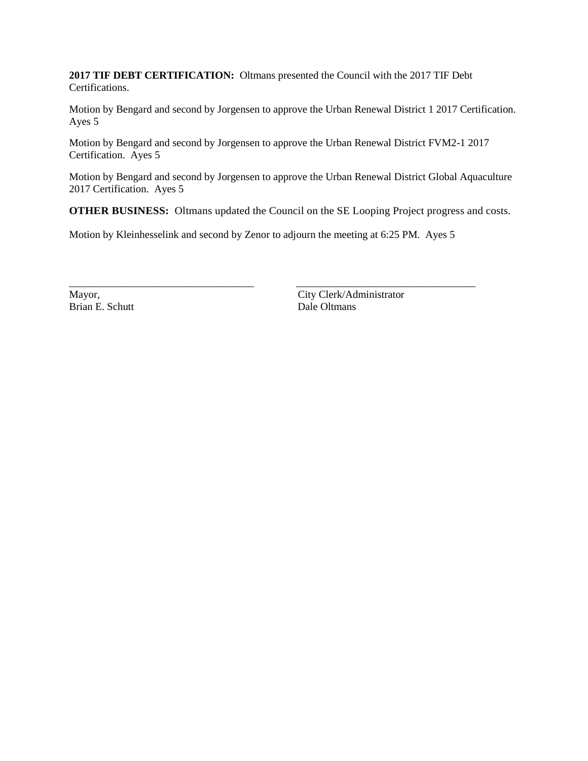**2017 TIF DEBT CERTIFICATION:** Oltmans presented the Council with the 2017 TIF Debt Certifications.

Motion by Bengard and second by Jorgensen to approve the Urban Renewal District 1 2017 Certification. Ayes 5

Motion by Bengard and second by Jorgensen to approve the Urban Renewal District FVM2-1 2017 Certification. Ayes 5

Motion by Bengard and second by Jorgensen to approve the Urban Renewal District Global Aquaculture 2017 Certification. Ayes 5

**OTHER BUSINESS:** Oltmans updated the Council on the SE Looping Project progress and costs.

Motion by Kleinhesselink and second by Zenor to adjourn the meeting at 6:25 PM. Ayes 5

___________________________________ ___________________________________

Mayor, City Clerk/Administrator

Brian E. Schutt Dale Oltmans